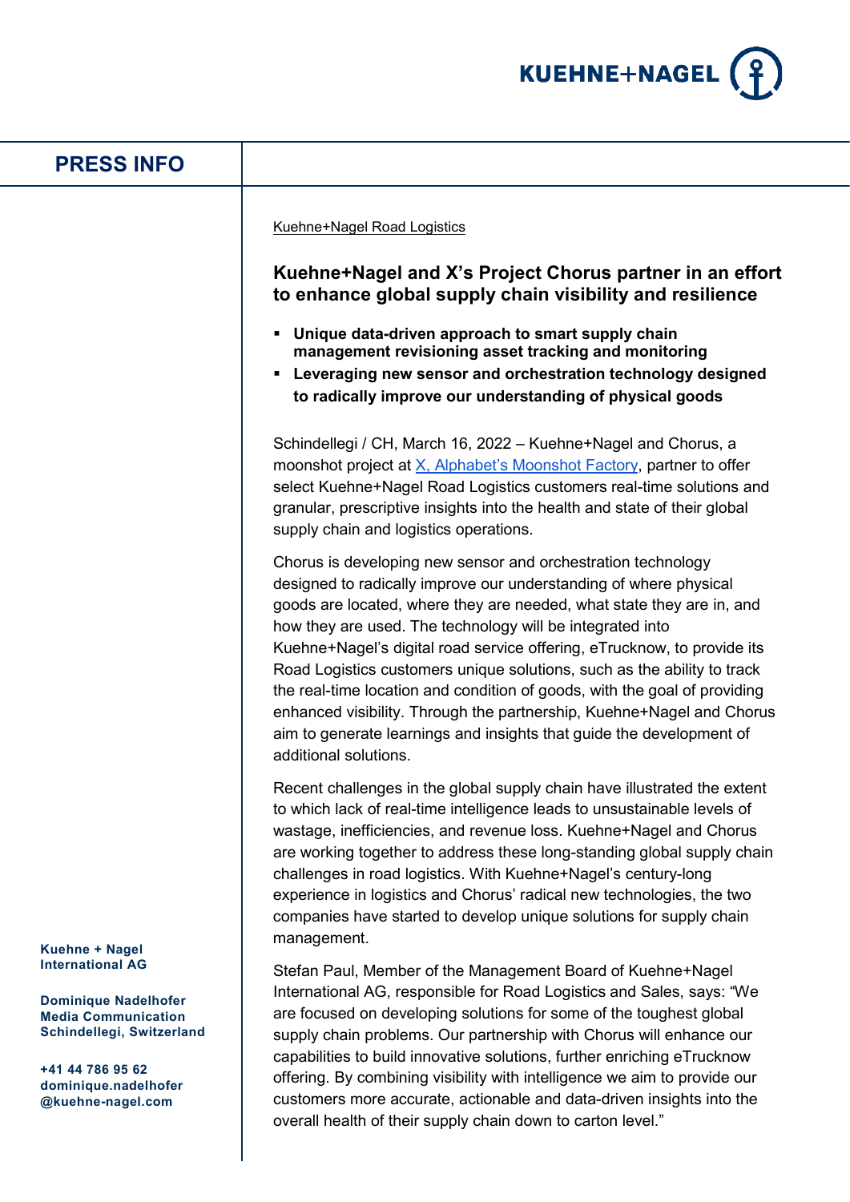# PRESS INFO

Kuehne+Nagel Road Logistics

## Kuehne+Nagel and X's Project Chorus partner in an effort to enhance global supply chain visibility and resilience

- **Unique data-driven approach to smart supply chain management revisioning asset tracking and monitoring**
- **Leveraging new sensor and orchestration technology designed to radically improve our understanding of physical goods**

Schindellegi / CH, March 16, 2022 – Kuehne+Nagel and Chorus, a moonshot project at X, Alphabet's Moonshot Factory, partner to offer select Kuehne+Nagel Road Logistics customers real-time solutions and granular, prescriptive insights into the health and state of their global supply chain and logistics operations.

Chorus is developing new sensor and orchestration technology designed to radically improve our understanding of where physical goods are located, where they are needed, what state they are in, and how they are used. The technology will be integrated into Kuehne+Nagel's digital road service offering, eTrucknow, to provide its Road Logistics customers unique solutions, such as the ability to track the real-time location and condition of goods, with the goal of providing enhanced visibility. Through the partnership, Kuehne+Nagel and Chorus aim to generate learnings and insights that guide the development of additional solutions.

Recent challenges in the global supply chain have illustrated the extent to which lack of real-time intelligence leads to unsustainable levels of wastage, inefficiencies, and revenue loss. Kuehne+Nagel and Chorus are working together to address these long-standing global supply chain challenges in road logistics. With Kuehne+Nagel's century-long experience in logistics and Chorus' radical new technologies, the two companies have started to develop unique solutions for supply chain management.

Stefan Paul, Member of the Management Board of Kuehne+Nagel International AG, responsible for Road Logistics and Sales, says: "We are focused on developing solutions for some of the toughest global supply chain problems. Our partnership with Chorus will enhance our capabilities to build innovative solutions, further enriching eTrucknow offering. By combining visibility with intelligence we aim to provide our customers more accurate, actionable and data-driven insights into the overall health of their supply chain down to carton level."

**Kuehne + Nagel International AG**

**Dominique Nadelhofer**
**Media Communication**
**Schindellegi, Switzerland**

**+41 44 786 95 62**
**dominique.nadelhofer@kuehne-nagel.com**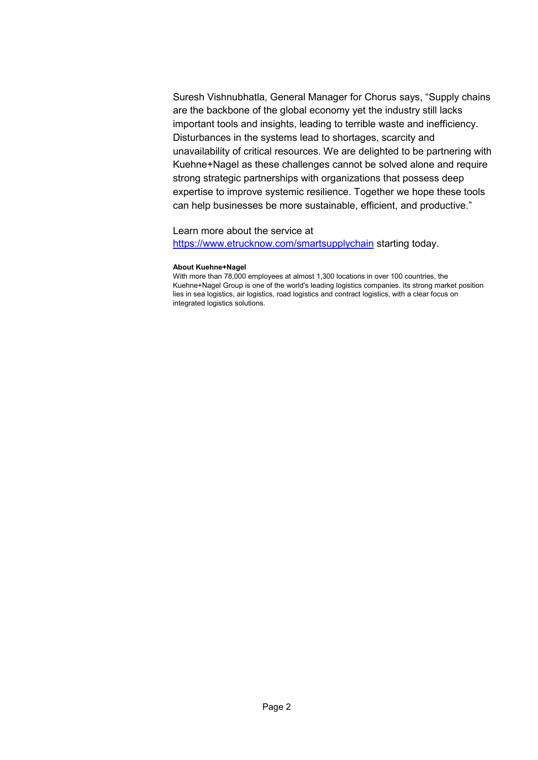Suresh Vishnubhatla, General Manager for Chorus says, “Supply chains are the backbone of the global economy yet the industry still lacks important tools and insights, leading to terrible waste and inefficiency. Disturbances in the systems lead to shortages, scarcity and unavailability of critical resources. We are delighted to be partnering with Kuehne+Nagel as these challenges cannot be solved alone and require strong strategic partnerships with organizations that possess deep expertise to improve systemic resilience. Together we hope these tools can help businesses be more sustainable, efficient, and productive.”

Learn more about the service at [https://www.etrucknow.com/smartsupplychain](https://www.etrucknow.com/smartsupplychain) starting today.

**About Kuehne+Nagel**
With more than 78,000 employees at almost 1,300 locations in over 100 countries, the Kuehne+Nagel Group is one of the world's leading logistics companies. Its strong market position lies in sea logistics, air logistics, road logistics and contract logistics, with a clear focus on integrated logistics solutions.